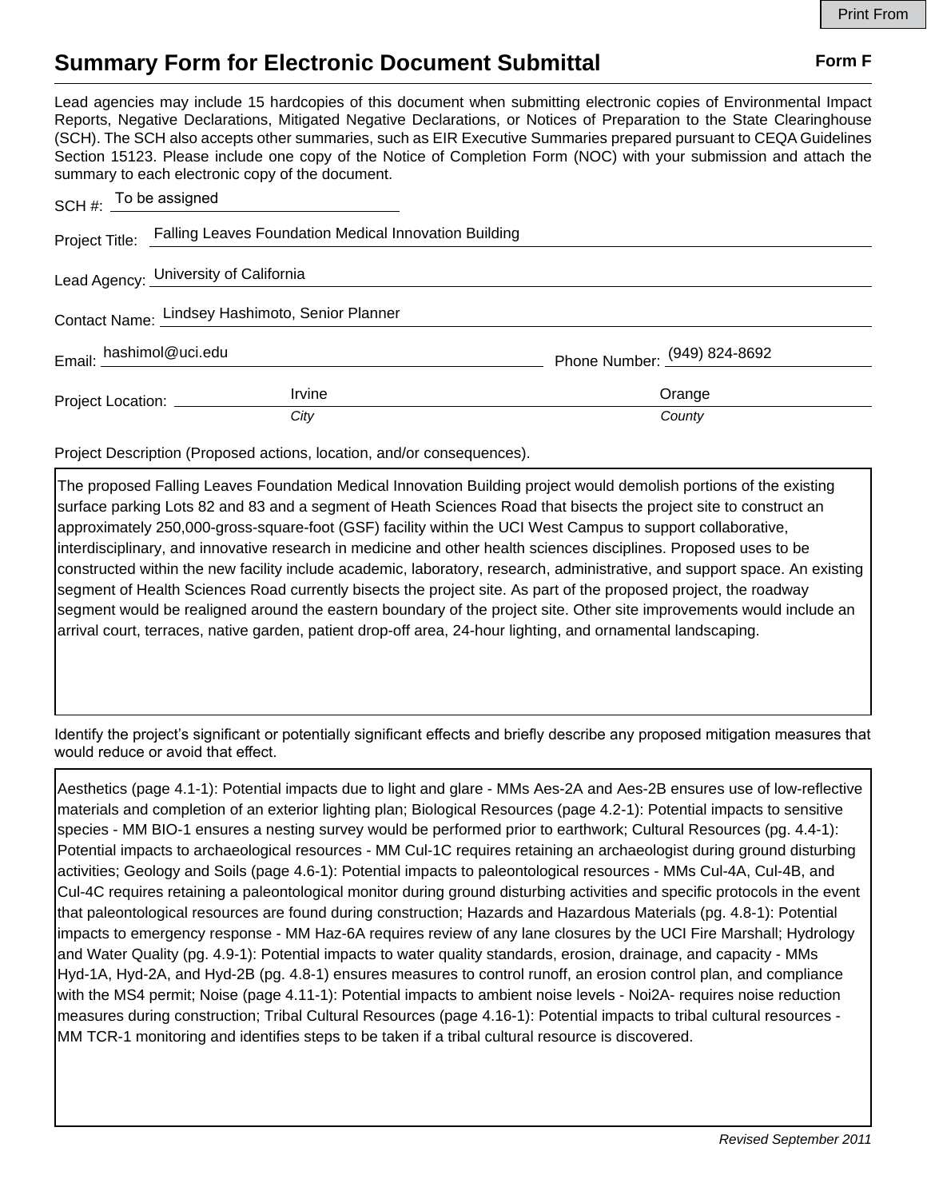# Summary Form for Electronic Document Submittal

**Form F**

Lead agencies may include 15 hardcopies of this document when submitting electronic copies of Environmental Impact Reports, Negative Declarations, Mitigated Negative Declarations, or Notices of Preparation to the State Clearinghouse (SCH). The SCH also accepts other summaries, such as EIR Executive Summaries prepared pursuant to CEQA Guidelines Section 15123. Please include one copy of the Notice of Completion Form (NOC) with your submission and attach the summary to each electronic copy of the document.

SCH #: To be assigned

Project Title: Falling Leaves Foundation Medical Innovation Building

Lead Agency: University of California

Contact Name: Lindsey Hashimoto, Senior Planner

Email: hashimol@uci.edu Phone Number: (949) 824-8692

Project Location: Irvine (*City*) Orange (*County*)

Project Description (Proposed actions, location, and/or consequences).

The proposed Falling Leaves Foundation Medical Innovation Building project would demolish portions of the existing surface parking Lots 82 and 83 and a segment of Heath Sciences Road that bisects the project site to construct an approximately 250,000-gross-square-foot (GSF) facility within the UCI West Campus to support collaborative, interdisciplinary, and innovative research in medicine and other health sciences disciplines. Proposed uses to be constructed within the new facility include academic, laboratory, research, administrative, and support space. An existing segment of Health Sciences Road currently bisects the project site. As part of the proposed project, the roadway segment would be realigned around the eastern boundary of the project site. Other site improvements would include an arrival court, terraces, native garden, patient drop-off area, 24-hour lighting, and ornamental landscaping.

Identify the project's significant or potentially significant effects and briefly describe any proposed mitigation measures that would reduce or avoid that effect.

Aesthetics (page 4.1-1): Potential impacts due to light and glare - MMs Aes-2A and Aes-2B ensures use of low-reflective materials and completion of an exterior lighting plan; Biological Resources (page 4.2-1): Potential impacts to sensitive species - MM BIO-1 ensures a nesting survey would be performed prior to earthwork; Cultural Resources (pg. 4.4-1): Potential impacts to archaeological resources - MM Cul-1C requires retaining an archaeologist during ground disturbing activities; Geology and Soils (page 4.6-1): Potential impacts to paleontological resources - MMs Cul-4A, Cul-4B, and Cul-4C requires retaining a paleontological monitor during ground disturbing activities and specific protocols in the event that paleontological resources are found during construction; Hazards and Hazardous Materials (pg. 4.8-1): Potential impacts to emergency response - MM Haz-6A requires review of any lane closures by the UCI Fire Marshall; Hydrology and Water Quality (pg. 4.9-1): Potential impacts to water quality standards, erosion, drainage, and capacity - MMs Hyd-1A, Hyd-2A, and Hyd-2B (pg. 4.8-1) ensures measures to control runoff, an erosion control plan, and compliance with the MS4 permit; Noise (page 4.11-1): Potential impacts to ambient noise levels - Noi2A- requires noise reduction measures during construction; Tribal Cultural Resources (page 4.16-1): Potential impacts to tribal cultural resources - MM TCR-1 monitoring and identifies steps to be taken if a tribal cultural resource is discovered.

*Revised September 2011*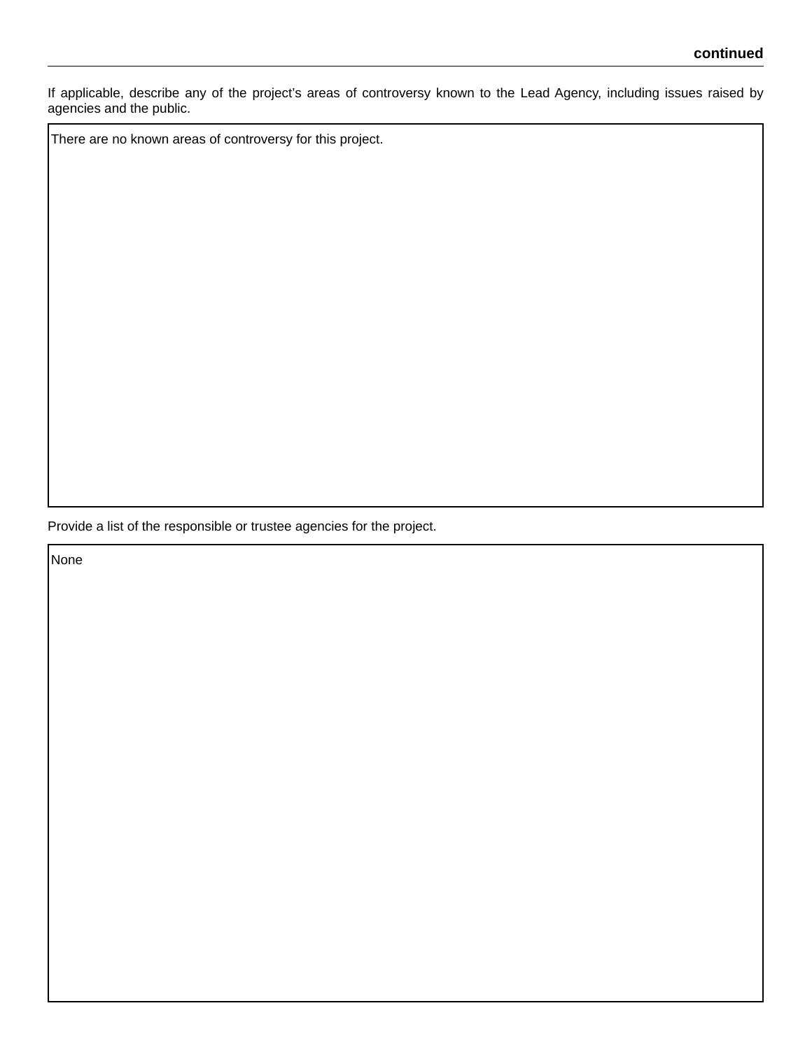**continued**

If applicable, describe any of the project's areas of controversy known to the Lead Agency, including issues raised by agencies and the public.

There are no known areas of controversy for this project.

Provide a list of the responsible or trustee agencies for the project.

None